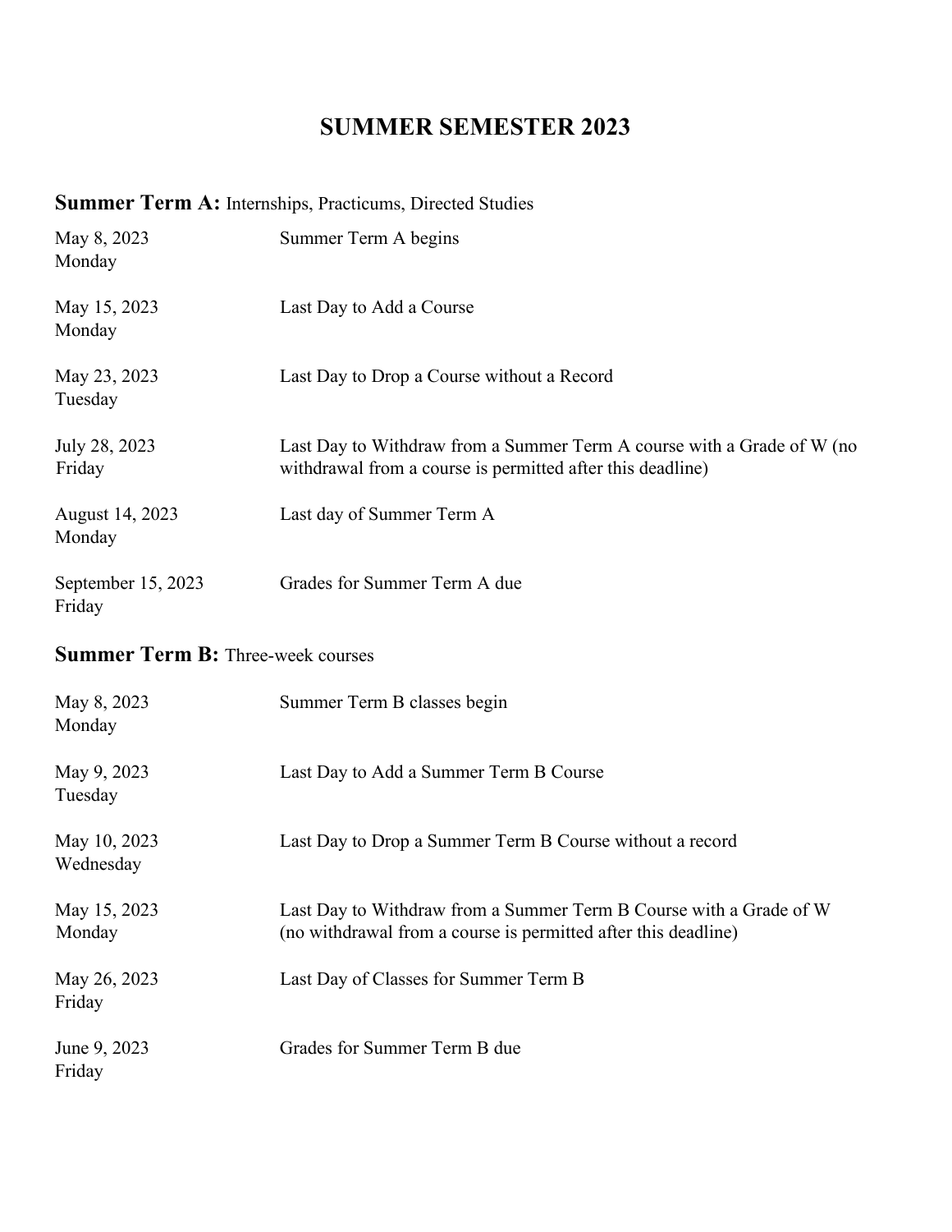# SUMMER SEMESTER 2023

**Summer Term A:** Internships, Practicums, Directed Studies

| Date | Event |
|---|---|
| May 8, 2023 Monday | Summer Term A begins |
| May 15, 2023 Monday | Last Day to Add a Course |
| May 23, 2023 Tuesday | Last Day to Drop a Course without a Record |
| July 28, 2023 Friday | Last Day to Withdraw from a Summer Term A course with a Grade of W (no withdrawal from a course is permitted after this deadline) |
| August 14, 2023 Monday | Last day of Summer Term A |
| September 15, 2023 Friday | Grades for Summer Term A due |

**Summer Term B:** Three-week courses

| Date | Event |
|---|---|
| May 8, 2023 Monday | Summer Term B classes begin |
| May 9, 2023 Tuesday | Last Day to Add a Summer Term B Course |
| May 10, 2023 Wednesday | Last Day to Drop a Summer Term B Course without a record |
| May 15, 2023 Monday | Last Day to Withdraw from a Summer Term B Course with a Grade of W (no withdrawal from a course is permitted after this deadline) |
| May 26, 2023 Friday | Last Day of Classes for Summer Term B |
| June 9, 2023 Friday | Grades for Summer Term B due |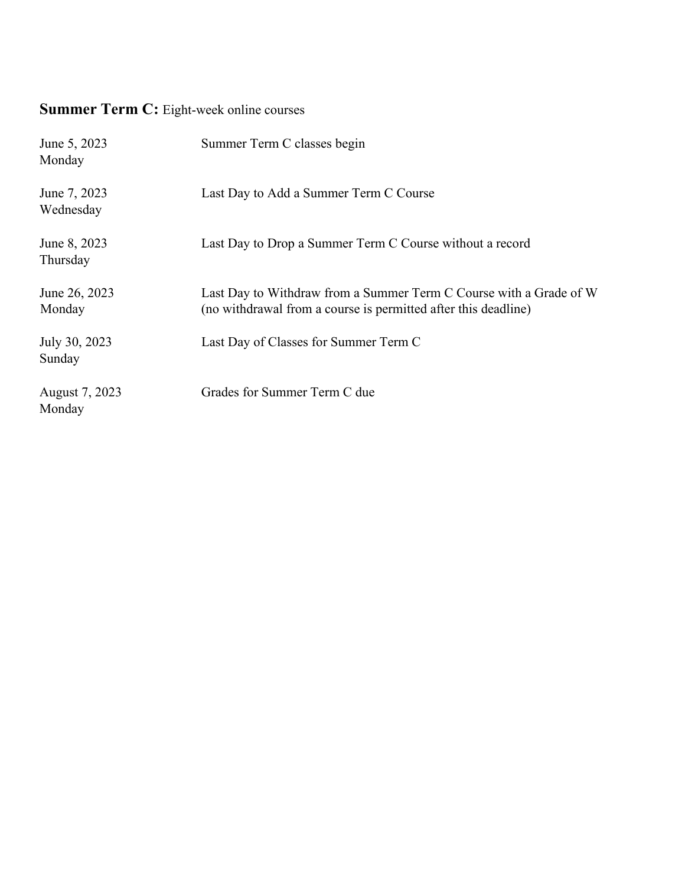**Summary Term C:** Eight-week online courses

| | |
|---|---|
| June 5, 2023<br>Monday | Summer Term C classes begin |
| June 7, 2023<br>Wednesday | Last Day to Add a Summer Term C Course |
| June 8, 2023<br>Thursday | Last Day to Drop a Summer Term C Course without a record |
| June 26, 2023<br>Monday | Last Day to Withdraw from a Summer Term C Course with a Grade of W<br>(no withdrawal from a course is permitted after this deadline) |
| July 30, 2023<br>Sunday | Last Day of Classes for Summer Term C |
| August 7, 2023<br>Monday | Grades for Summer Term C due |

**Summer Term C:** Eight-week online courses

| | |
|---|---|
| June 5, 2023<br>Monday | Summer Term C classes begin |
| June 7, 2023<br>Wednesday | Last Day to Add a Summer Term C Course |
| June 8, 2023<br>Thursday | Last Day to Drop a Summer Term C Course without a record |
| June 26, 2023<br>Monday | Last Day to Withdraw from a Summer Term C Course with a Grade of W<br>(no withdrawal from a course is permitted after this deadline) |
| July 30, 2023<br>Sunday | Last Day of Classes for Summer Term C |
| August 7, 2023<br>Monday | Grades for Summer Term C due |